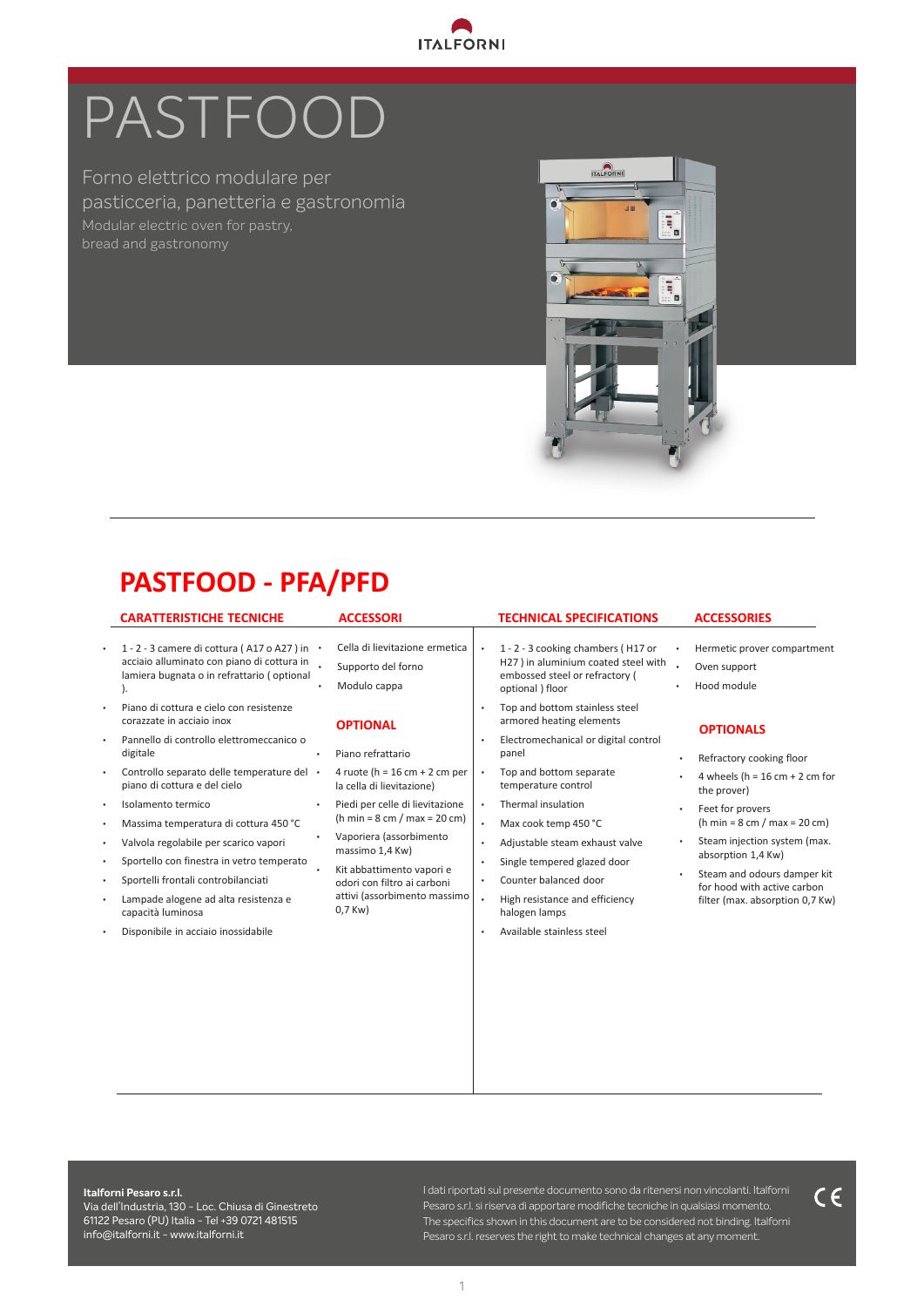ITALFORNI

# PASTFOOD

Forno elettrico modulare per pasticceria, panetteria e gastronomia

Modular electric oven for pastry, bread and gastronomy

## PASTFOOD - PFA/PFD

### CARATTERISTICHE TECNICHE

- 1 - 2 - 3 camere di cottura ( A17 o A27 ) in acciaio alluminato con piano di cottura in lamiera bugnata o in refrattario ( optional ).
- Piano di cottura e cielo con resistenze corazzate in acciaio inox
- Pannello di controllo elettromeccanico o digitale
- Controllo separato delle temperature del piano di cottura e del cielo
- Isolamento termico
- Massima temperatura di cottura 450 °C
- Valvola regolabile per scarico vapori
- Sportello con finestra in vetro temperato
- Sportelli frontali controbilanciati
- Lampade alogene ad alta resistenza e capacità luminosa
- Disponibile in acciaio inossidabile

### ACCESSORI

- Cella di lievitazione ermetica
- Supporto del forno
- Modulo cappa

### OPTIONAL

- Piano refrattario
- 4 ruote (h = 16 cm + 2 cm per la cella di lievitazione)
- Piedi per celle di lievitazione (h min = 8 cm / max = 20 cm)
- Vaporiera (assorbimento massimo 1,4 Kw)
- Kit abbattimento vapori e odori con filtro ai carboni attivi (assorbimento massimo 0,7 Kw)

### TECHNICAL SPECIFICATIONS

- 1 - 2 - 3 cooking chambers ( H17 or H27 ) in aluminium coated steel with embossed steel or refractory ( optional ) floor
- Top and bottom stainless steel armored heating elements
- Electromechanical or digital control panel
- Top and bottom separate temperature control
- Thermal insulation
- Max cook temp 450 °C
- Adjustable steam exhaust valve
- Single tempered glazed door
- Counter balanced door
- High resistance and efficiency halogen lamps
- Available stainless steel

### ACCESSORIES

- Hermetic prover compartment
- Oven support
- Hood module

### OPTIONALS

- Refractory cooking floor
- 4 wheels (h = 16 cm + 2 cm for the prover)
- Feet for provers (h min = 8 cm / max = 20 cm)
- Steam injection system (max. absorption 1,4 Kw)
- Steam and odours damper kit for hood with active carbon filter (max. absorption 0,7 Kw)

**Italforni Pesaro s.r.l.**
Via dell'Industria, 130 - Loc. Chiusa di Ginestreto
61122 Pesaro (PU) Italia - Tel +39 0721 481515
info@italforni.it - www.italforni.it

I dati riportati sul presente documento sono da ritenersi non vincolanti. Italforni Pesaro s.r.l. si riserva di apportare modifiche tecniche in qualsiasi momento. The specifics shown in this document are to be considered not binding. Italforni Pesaro s.r.l. reserves the right to make technical changes at any moment.

CE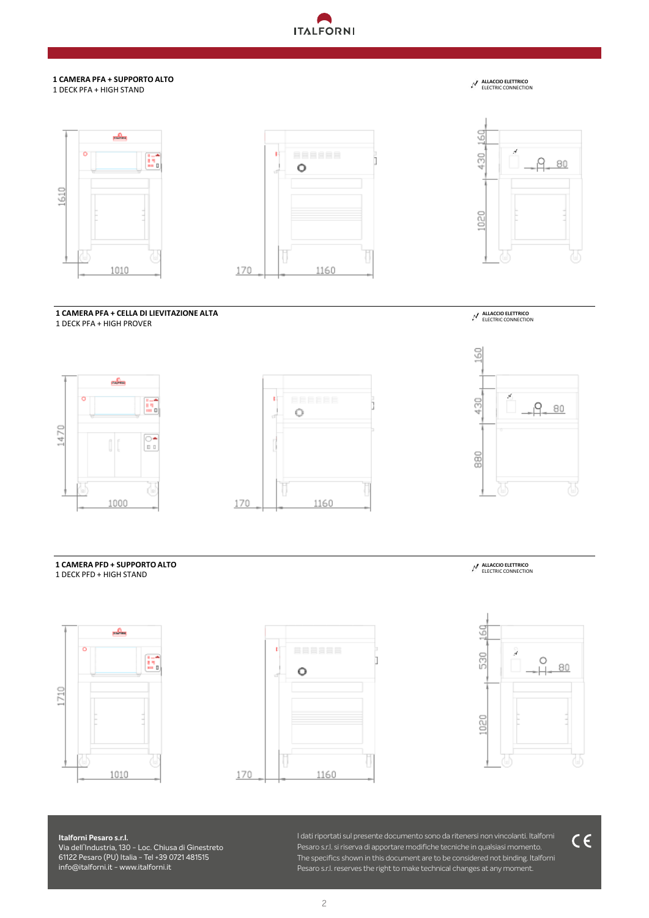### 1 CAMERA PFA + SUPPORTO ALTO
1 DECK PFA + HIGH STAND

**ALLACCIO ELETTRICO**
ELECTRIC CONNECTION

1610
1010
170
1160
160
430
1020
80

### 1 CAMERA PFA + CELLA DI LIEVITAZIONE ALTA
1 DECK PFA + HIGH PROVER

**ALLACCIO ELETTRICO**
ELECTRIC CONNECTION

1470
1000
170
1160
160
430
880
80

### 1 CAMERA PFD + SUPPORTO ALTO
1 DECK PFD + HIGH STAND

**ALLACCIO ELETTRICO**
ELECTRIC CONNECTION

1710
1010
170
1160
160
530
1020
80

**Italforni Pesaro s.r.l.**
Via dell'Industria, 130 - Loc. Chiusa di Ginestreto
61122 Pesaro (PU) Italia - Tel +39 0721 481515
info@italforni.it - www.italforni.it

I dati riportati sul presente documento sono da ritenersi non vincolanti. Italforni Pesaro s.r.l. si riserva di apportare modifiche tecniche in qualsiasi momento.
The specifics shown in this document are to be considered not binding. Italforni Pesaro s.r.l. reserves the right to make technical changes at any moment.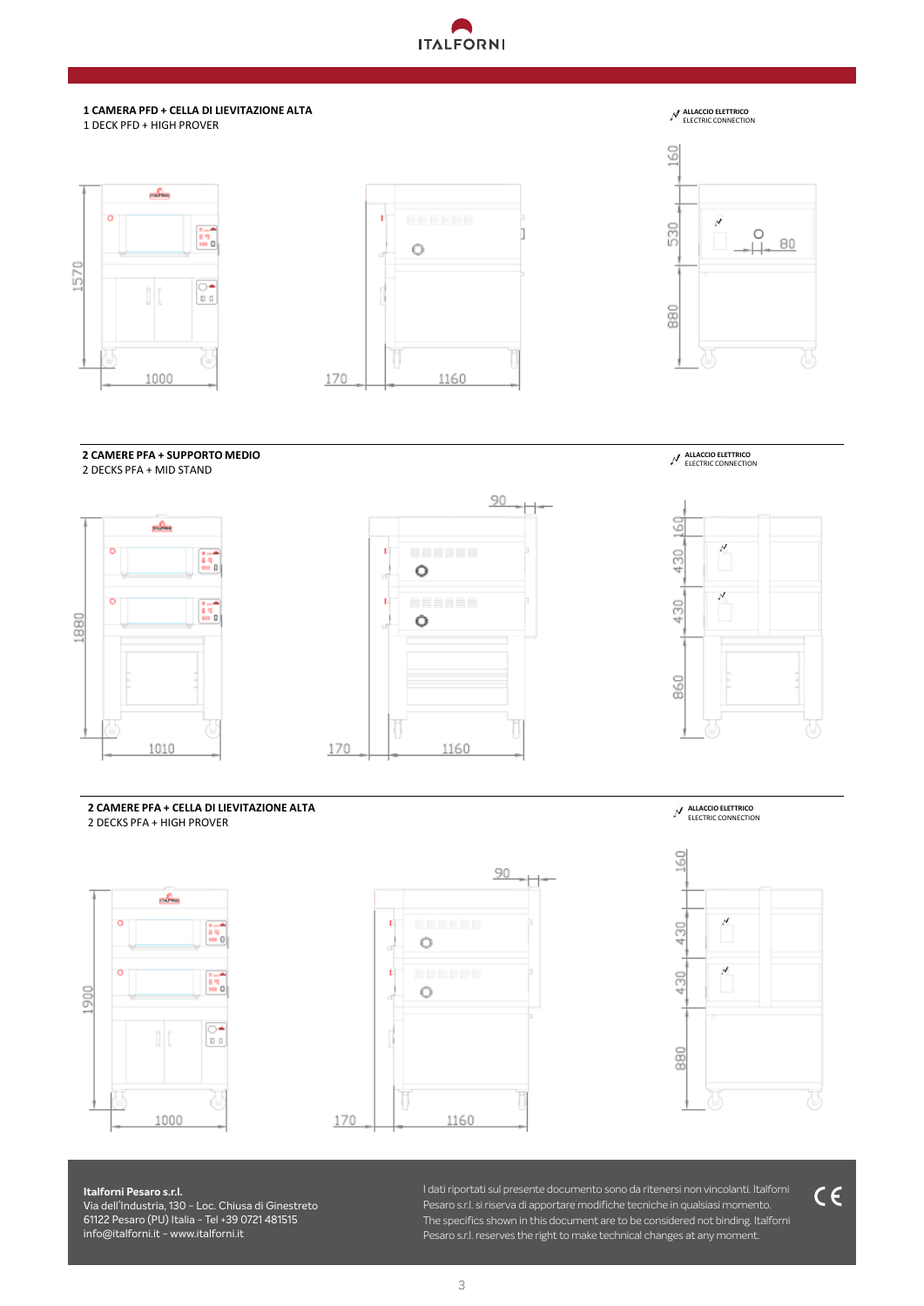**1 CAMERA PFD + CELLA DI LIEVITAZIONE ALTA**
1 DECK PFD + HIGH PROVER

ALLACCIO ELETTRICO
ELECTRIC CONNECTION

1570 · 1000 · 170 · 1160 · 160 · 530 · 880 · 80

**2 CAMERE PFA + SUPPORTO MEDIO**
2 DECKS PFA + MID STAND

ALLACCIO ELETTRICO
ELECTRIC CONNECTION

1880 · 1010 · 170 · 1160 · 90 · 160 · 430 · 430 · 860

**2 CAMERE PFA + CELLA DI LIEVITAZIONE ALTA**
2 DECKS PFA + HIGH PROVER

ALLACCIO ELETTRICO
ELECTRIC CONNECTION

1900 · 1000 · 170 · 1160 · 90 · 160 · 430 · 430 · 880

**Italforni Pesaro s.r.l.**
Via dell'Industria, 130 - Loc. Chiusa di Ginestreto
61122 Pesaro (PU) Italia - Tel +39 0721 481515
info@italforni.it - www.italforni.it

I dati riportati sul presente documento sono da ritenersi non vincolanti. Italforni Pesaro s.r.l. si riserva di apportare modifiche tecniche in qualsiasi momento.
The specifics shown in this document are to be considered not binding. Italforni Pesaro s.r.l. reserves the right to make technical changes at any moment.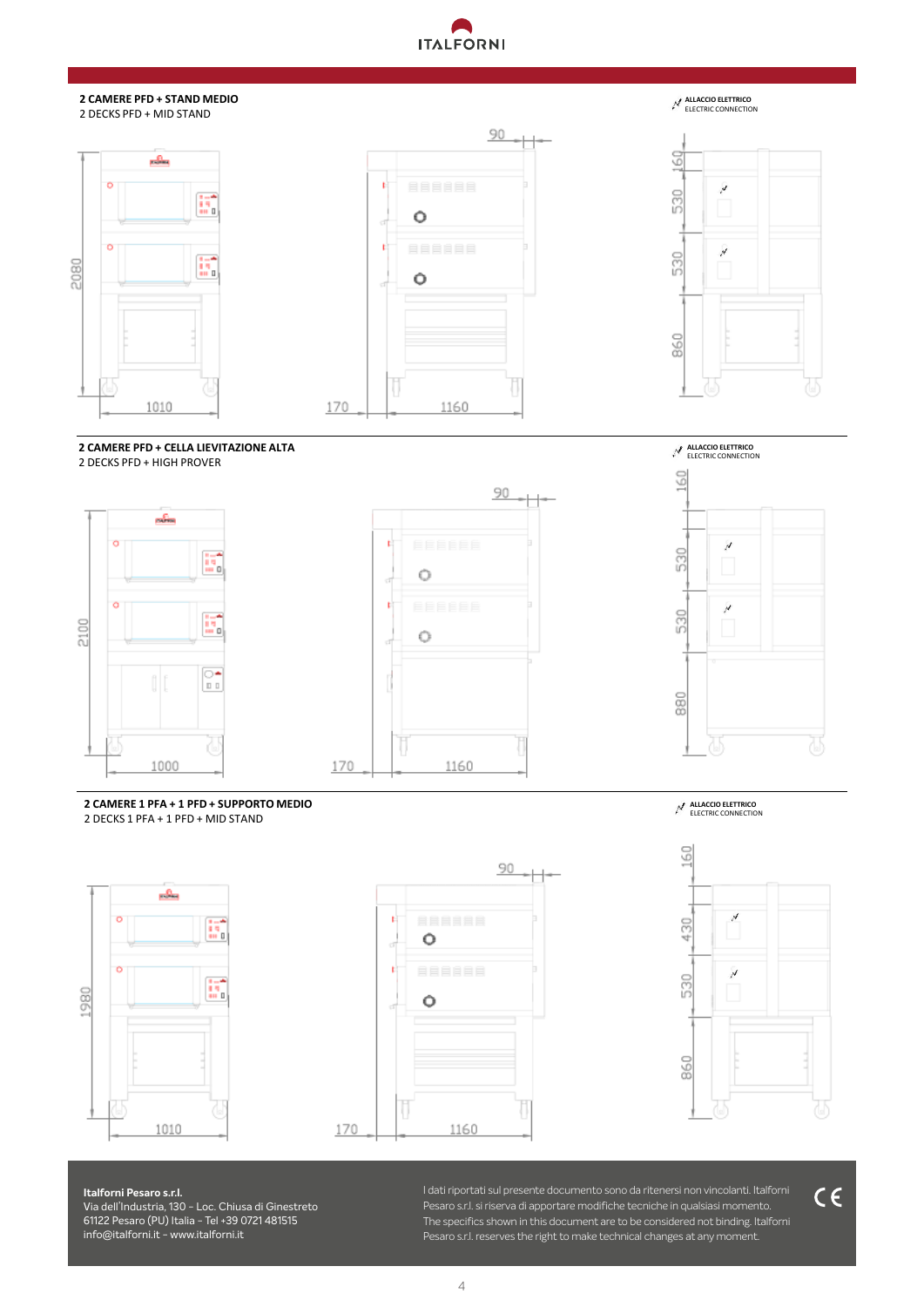**2 CAMERE PFD + STAND MEDIO**
2 DECKS PFD + MID STAND

ALLACCIO ELETTRICO
ELECTRIC CONNECTION

2080 · 1010 · 170 · 1160 · 90 · 160 · 530 · 530 · 860

**2 CAMERE PFD + CELLA LIEVITAZIONE ALTA**
2 DECKS PFD + HIGH PROVER

ALLACCIO ELETTRICO
ELECTRIC CONNECTION

2100 · 1000 · 170 · 1160 · 90 · 160 · 530 · 530 · 880

**2 CAMERE 1 PFA + 1 PFD + SUPPORTO MEDIO**
2 DECKS 1 PFA + 1 PFD + MID STAND

ALLACCIO ELETTRICO
ELECTRIC CONNECTION

1980 · 1010 · 170 · 1160 · 90 · 160 · 430 · 530 · 860

**Italforni Pesaro s.r.l.**
Via dell'Industria, 130 - Loc. Chiusa di Ginestreto
61122 Pesaro (PU) Italia - Tel +39 0721 481515
info@italforni.it - www.italforni.it

I dati riportati sul presente documento sono da ritenersi non vincolanti. Italforni Pesaro s.r.l. si riserva di apportare modifiche tecniche in qualsiasi momento.
The specifics shown in this document are to be considered not binding. Italforni Pesaro s.r.l. reserves the right to make technical changes at any moment.

CE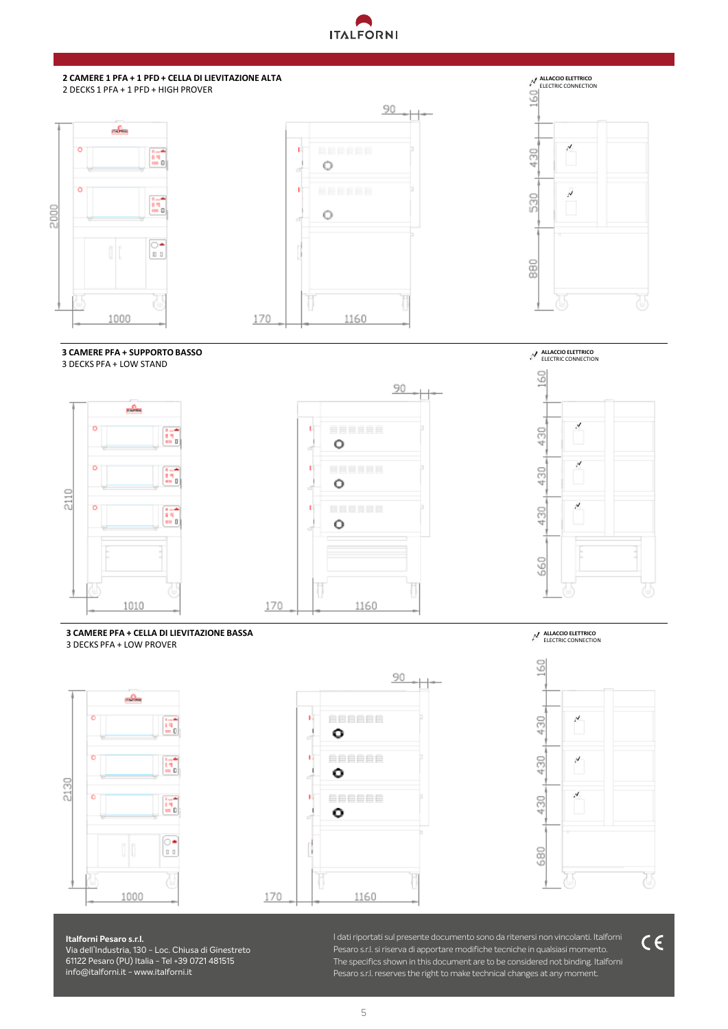**2 CAMERE 1 PFA + 1 PFD + CELLA DI LIEVITAZIONE ALTA**
2 DECKS 1 PFA + 1 PFD + HIGH PROVER

ALLACCIO ELETTRICO
ELECTRIC CONNECTION

2000 · 1000 · 170 · 1160 · 90 · 160 · 430 · 530 · 880

**3 CAMERE PFA + SUPPORTO BASSO**
3 DECKS PFA + LOW STAND

ALLACCIO ELETTRICO
ELECTRIC CONNECTION

2110 · 1010 · 170 · 1160 · 90 · 160 · 430 · 430 · 430 · 660

**3 CAMERE PFA + CELLA DI LIEVITAZIONE BASSA**
3 DECKS PFA + LOW PROVER

ALLACCIO ELETTRICO
ELECTRIC CONNECTION

2130 · 1000 · 170 · 1160 · 90 · 160 · 430 · 430 · 430 · 680

**Italforni Pesaro s.r.l.**
Via dell'Industria, 130 - Loc. Chiusa di Ginestreto
61122 Pesaro (PU) Italia - Tel +39 0721 481515
info@italforni.it - www.italforni.it

I dati riportati sul presente documento sono da ritenersi non vincolanti. Italforni Pesaro s.r.l. si riserva di apportare modifiche tecniche in qualsiasi momento.
The specifics shown in this document are to be considered not binding. Italforni Pesaro s.r.l. reserves the right to make technical changes at any moment.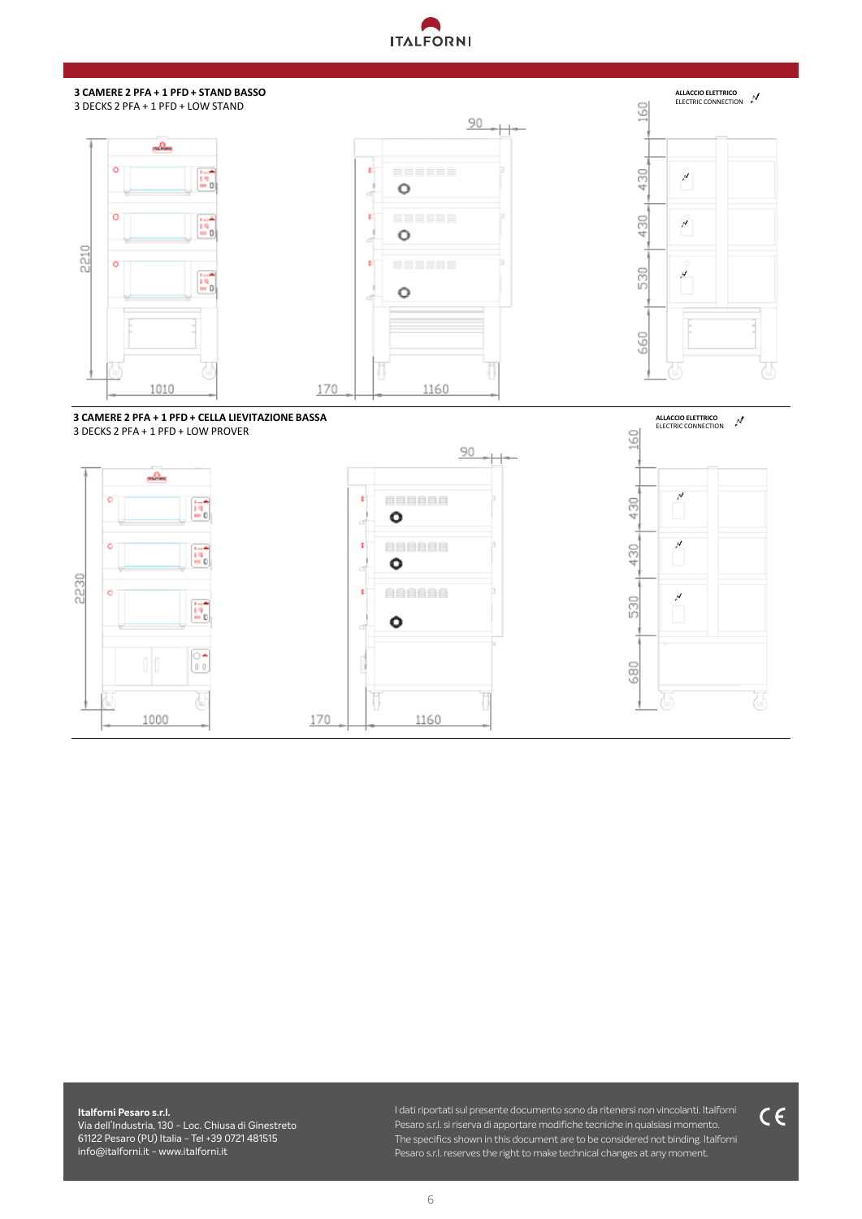**3 CAMERE 2 PFA + 1 PFD + STAND BASSO**

3 DECKS 2 PFA + 1 PFD + LOW STAND

ALLACCIO ELETTRICO
ELECTRIC CONNECTION

2210 · 1010 · 170 · 1160 · 90 · 160 · 430 · 430 · 530 · 660

**3 CAMERE 2 PFA + 1 PFD + CELLA LIEVITAZIONE BASSA**

3 DECKS 2 PFA + 1 PFD + LOW PROVER

ALLACCIO ELETTRICO
ELECTRIC CONNECTION

2230 · 1000 · 170 · 1160 · 90 · 160 · 430 · 430 · 530 · 680

**Italforni Pesaro s.r.l.**
Via dell'Industria, 130 - Loc. Chiusa di Ginestreto
61122 Pesaro (PU) Italia - Tel +39 0721 481515
info@italforni.it - www.italforni.it

I dati riportati sul presente documento sono da ritenersi non vincolanti. Italforni Pesaro s.r.l. si riserva di apportare modifiche tecniche in qualsiasi momento.
The specifics shown in this document are to be considered not binding. Italforni Pesaro s.r.l. reserves the right to make technical changes at any moment.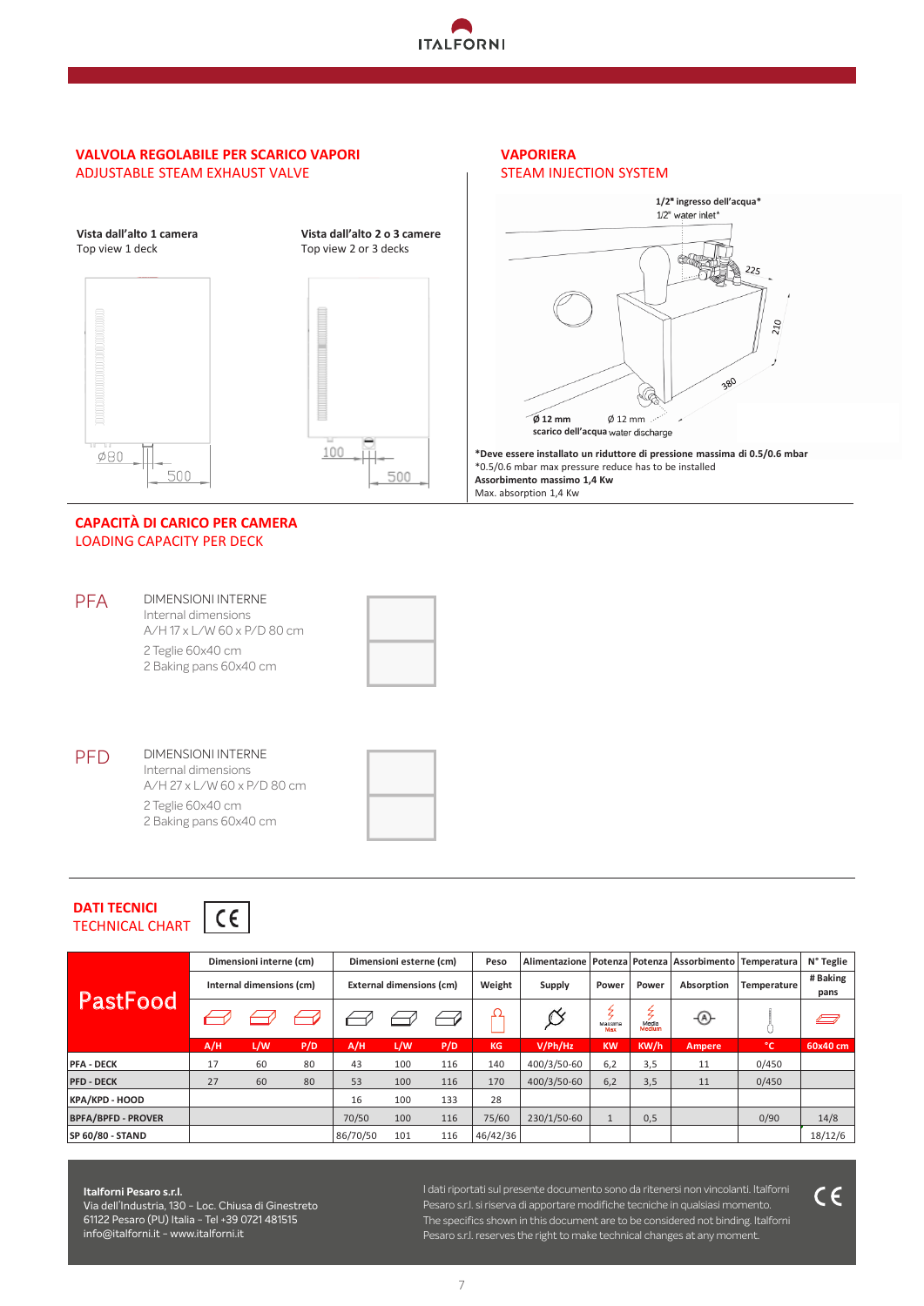## VALVOLA REGOLABILE PER SCARICO VAPORI
ADJUSTABLE STEAM EXHAUST VALVE

**Vista dall'alto 1 camera**
Top view 1 deck

**Vista dall'alto 2 o 3 camere**
Top view 2 or 3 decks

Ø80
500

100
500

## VAPORIERA
STEAM INJECTION SYSTEM

**1/2" ingresso dell'acqua***
1/2" water inlet*

225
210
380

**Ø 12 mm** Ø 12 mm
**scarico dell'acqua** water discharge

***Deve essere installato un riduttore di pressione massima di 0.5/0.6 mbar**
*0.5/0.6 mbar max pressure reduce has to be installed
**Assorbimento massimo 1,4 Kw**
Max. absorption 1,4 Kw

## CAPACITÀ DI CARICO PER CAMERA
LOADING CAPACITY PER DECK

**PFA**

DIMENSIONI INTERNE
Internal dimensions
A/H 17 x L/W 60 x P/D 80 cm
2 Teglie 60x40 cm
2 Baking pans 60x40 cm

**PFD**

DIMENSIONI INTERNE
Internal dimensions
A/H 27 x L/W 60 x P/D 80 cm
2 Teglie 60x40 cm
2 Baking pans 60x40 cm

## DATI TECNICI
TECHNICAL CHART

| PastFood | Dimensioni interne (cm) Internal dimensions (cm) | | | Dimensioni esterne (cm) External dimensions (cm) | | | Peso Weight | Alimentazione Supply | Potenza Power | Potenza Power | Assorbimento Absorption | Temperatura Temperature | N° Teglie # Baking pans |
|---|---|---|---|---|---|---|---|---|---|---|---|---|---|
| | | | | | | | | | Massima Max | Media Medium | | | |
| | A/H | L/W | P/D | A/H | L/W | P/D | KG | V/Ph/Hz | KW | KW/h | Ampere | °C | 60x40 cm |
| PFA - DECK | 17 | 60 | 80 | 43 | 100 | 116 | 140 | 400/3/50-60 | 6,2 | 3,5 | 11 | 0/450 | |
| PFD - DECK | 27 | 60 | 80 | 53 | 100 | 116 | 170 | 400/3/50-60 | 6,2 | 3,5 | 11 | 0/450 | |
| KPA/KPD - HOOD | | | | 16 | 100 | 133 | 28 | | | | | | |
| BPFA/BPFD - PROVER | | | | 70/50 | 100 | 116 | 75/60 | 230/1/50-60 | 1 | 0,5 | | 0/90 | 14/8 |
| SP 60/80 - STAND | | | | 86/70/50 | 101 | 116 | 46/42/36 | | | | | | 18/12/6 |

**Italforni Pesaro s.r.l.**
Via dell'Industria, 130 - Loc. Chiusa di Ginestreto
61122 Pesaro (PU) Italia - Tel +39 0721 481515
info@italforni.it - www.italforni.it

I dati riportati sul presente documento sono da ritenersi non vincolanti. Italforni Pesaro s.r.l. si riserva di apportare modifiche tecniche in qualsiasi momento.
The specifics shown in this document are to be considered not binding. Italforni Pesaro s.r.l. reserves the right to make technical changes at any moment.